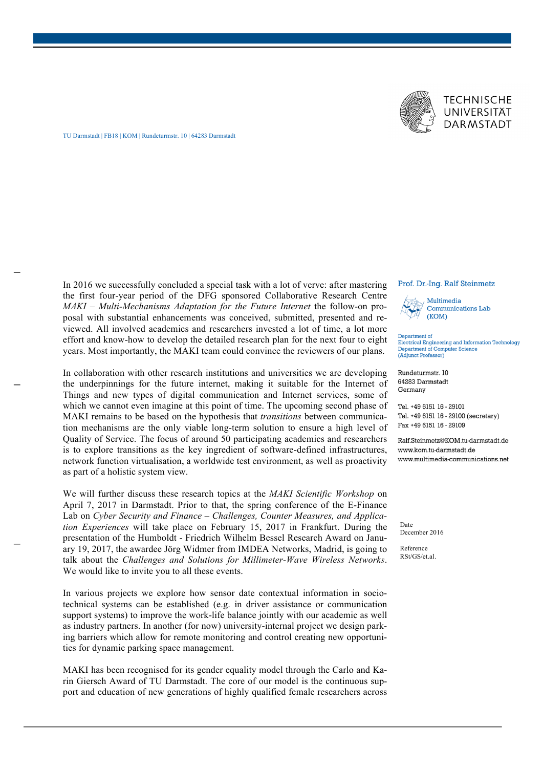TECHNISCHE UNIVERSITÄT DARMSTADT

TU Darmstadt | FB18 | KOM | Rundeturmstr. 10 | 64283 Darmstadt

**Prof. Dr.-Ing. Ralf Steinmetz**

Multimedia Communications Lab (KOM)

Department of Electrical Engineering and Information Technology
Department of Computer Science
(Adjunct Professor)

Rundeturmstr. 10
64283 Darmstadt
Germany

Tel. +49 6151 16 - 29101
Tel. +49 6151 16 - 29100 (secretary)
Fax +49 6151 16 - 29109

Ralf.Steinmetz@KOM.tu-darmstadt.de
www.kom.tu-darmstadt.de
www.multimedia-communications.net

Date
December 2016

Reference
RSt/GS/et.al.

In 2016 we successfully concluded a special task with a lot of verve: after mastering the first four-year period of the DFG sponsored Collaborative Research Centre *MAKI – Multi-Mechanisms Adaptation for the Future Internet* the follow-on proposal with substantial enhancements was conceived, submitted, presented and reviewed. All involved academics and researchers invested a lot of time, a lot more effort and know-how to develop the detailed research plan for the next four to eight years. Most importantly, the MAKI team could convince the reviewers of our plans.

In collaboration with other research institutions and universities we are developing the underpinnings for the future internet, making it suitable for the Internet of Things and new types of digital communication and Internet services, some of which we cannot even imagine at this point of time. The upcoming second phase of MAKI remains to be based on the hypothesis that *transitions* between communication mechanisms are the only viable long-term solution to ensure a high level of Quality of Service. The focus of around 50 participating academics and researchers is to explore transitions as the key ingredient of software-defined infrastructures, network function virtualisation, a worldwide test environment, as well as proactivity as part of a holistic system view.

We will further discuss these research topics at the *MAKI Scientific Workshop* on April 7, 2017 in Darmstadt. Prior to that, the spring conference of the E-Finance Lab on *Cyber Security and Finance – Challenges, Counter Measures, and Application Experiences* will take place on February 15, 2017 in Frankfurt. During the presentation of the Humboldt - Friedrich Wilhelm Bessel Research Award on January 19, 2017, the awardee Jörg Widmer from IMDEA Networks, Madrid, is going to talk about the *Challenges and Solutions for Millimeter-Wave Wireless Networks*. We would like to invite you to all these events.

In various projects we explore how sensor date contextual information in socio-technical systems can be established (e.g. in driver assistance or communication support systems) to improve the work-life balance jointly with our academic as well as industry partners. In another (for now) university-internal project we design parking barriers which allow for remote monitoring and control creating new opportunities for dynamic parking space management.

MAKI has been recognised for its gender equality model through the Carlo and Karin Giersch Award of TU Darmstadt. The core of our model is the continuous support and education of new generations of highly qualified female researchers across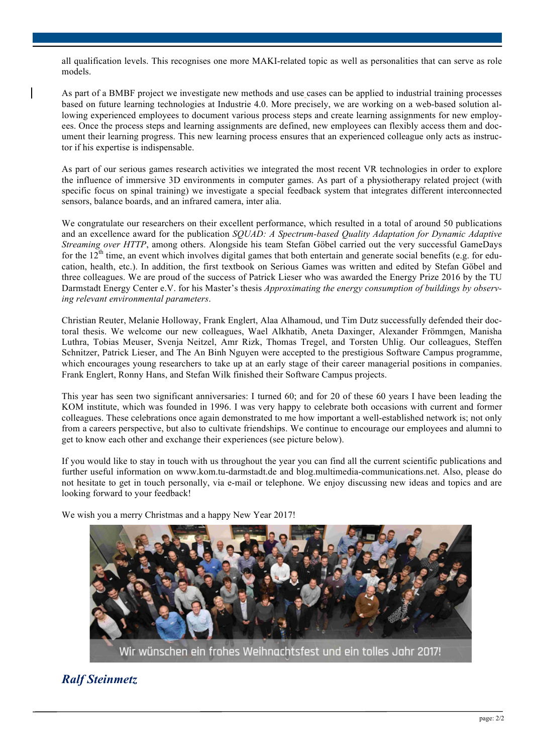all qualification levels. This recognises one more MAKI-related topic as well as personalities that can serve as role models.

As part of a BMBF project we investigate new methods and use cases can be applied to industrial training processes based on future learning technologies at Industrie 4.0. More precisely, we are working on a web-based solution allowing experienced employees to document various process steps and create learning assignments for new employees. Once the process steps and learning assignments are defined, new employees can flexibly access them and document their learning progress. This new learning process ensures that an experienced colleague only acts as instructor if his expertise is indispensable.

As part of our serious games research activities we integrated the most recent VR technologies in order to explore the influence of immersive 3D environments in computer games. As part of a physiotherapy related project (with specific focus on spinal training) we investigate a special feedback system that integrates different interconnected sensors, balance boards, and an infrared camera, inter alia.

We congratulate our researchers on their excellent performance, which resulted in a total of around 50 publications and an excellence award for the publication *SQUAD: A Spectrum-based Quality Adaptation for Dynamic Adaptive Streaming over HTTP*, among others. Alongside his team Stefan Göbel carried out the very successful GameDays for the 12th time, an event which involves digital games that both entertain and generate social benefits (e.g. for education, health, etc.). In addition, the first textbook on Serious Games was written and edited by Stefan Göbel and three colleagues. We are proud of the success of Patrick Lieser who was awarded the Energy Prize 2016 by the TU Darmstadt Energy Center e.V. for his Master's thesis *Approximating the energy consumption of buildings by observing relevant environmental parameters*.

Christian Reuter, Melanie Holloway, Frank Englert, Alaa Alhamoud, und Tim Dutz successfully defended their doctoral thesis. We welcome our new colleagues, Wael Alkhatib, Aneta Daxinger, Alexander Frömmgen, Manisha Luthra, Tobias Meuser, Svenja Neitzel, Amr Rizk, Thomas Tregel, and Torsten Uhlig. Our colleagues, Steffen Schnitzer, Patrick Lieser, and The An Binh Nguyen were accepted to the prestigious Software Campus programme, which encourages young researchers to take up at an early stage of their career managerial positions in companies. Frank Englert, Ronny Hans, and Stefan Wilk finished their Software Campus projects.

This year has seen two significant anniversaries: I turned 60; and for 20 of these 60 years I have been leading the KOM institute, which was founded in 1996. I was very happy to celebrate both occasions with current and former colleagues. These celebrations once again demonstrated to me how important a well-established network is; not only from a careers perspective, but also to cultivate friendships. We continue to encourage our employees and alumni to get to know each other and exchange their experiences (see picture below).

If you would like to stay in touch with us throughout the year you can find all the current scientific publications and further useful information on www.kom.tu-darmstadt.de and blog.multimedia-communications.net. Also, please do not hesitate to get in touch personally, via e-mail or telephone. We enjoy discussing new ideas and topics and are looking forward to your feedback!

We wish you a merry Christmas and a happy New Year 2017!

Wir wünschen ein frohes Weihnachtsfest und ein tolles Jahr 2017!

***Ralf Steinmetz***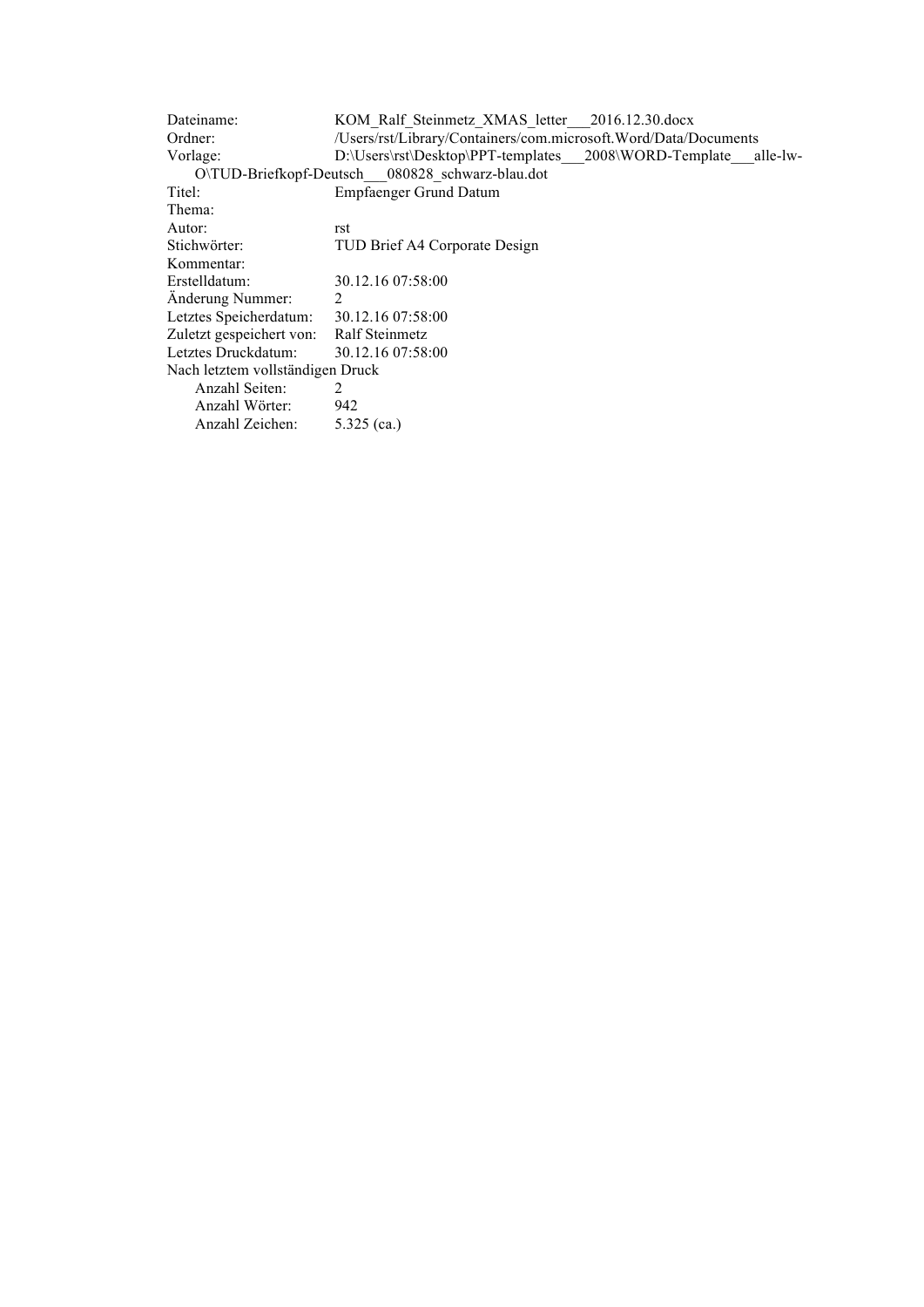| | |
|---|---|
| Dateiname: | KOM_Ralf_Steinmetz_XMAS_letter___2016.12.30.docx |
| Ordner: | /Users/rst/Library/Containers/com.microsoft.Word/Data/Documents |
| Vorlage: | D:\Users\rst\Desktop\PPT-templates___2008\WORD-Template___alle-lw-O\TUD-Briefkopf-Deutsch___080828_schwarz-blau.dot |
| Titel: | Empfaenger Grund Datum |
| Thema: | |
| Autor: | rst |
| Stichwörter: | TUD Brief A4 Corporate Design |
| Kommentar: | |
| Erstelldatum: | 30.12.16 07:58:00 |
| Änderung Nummer: | 2 |
| Letztes Speicherdatum: | 30.12.16 07:58:00 |
| Zuletzt gespeichert von: | Ralf Steinmetz |
| Letztes Druckdatum: | 30.12.16 07:58:00 |
| Nach letztem vollständigen Druck | |
| Anzahl Seiten: | 2 |
| Anzahl Wörter: | 942 |
| Anzahl Zeichen: | 5.325 (ca.) |